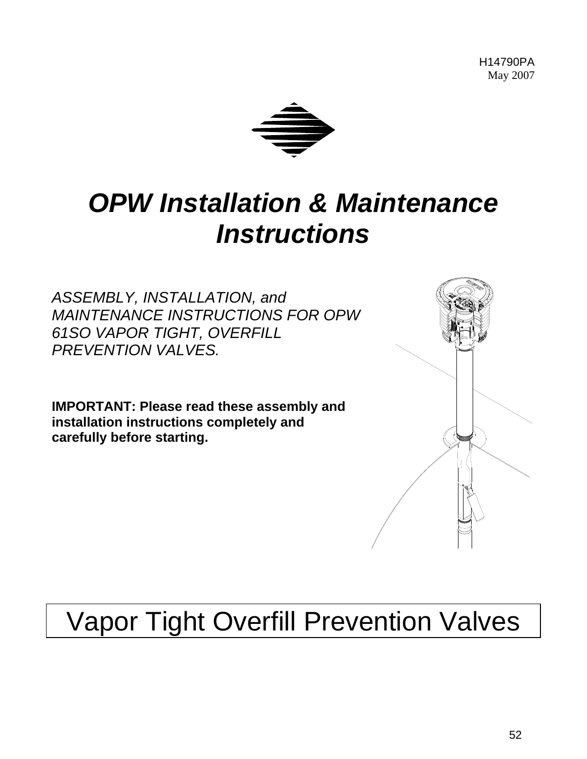H14790PA
May 2007

# *OPW Installation & Maintenance Instructions*

*ASSEMBLY, INSTALLATION, and MAINTENANCE INSTRUCTIONS FOR OPW 61SO VAPOR TIGHT, OVERFILL PREVENTION VALVES.*

**IMPORTANT: Please read these assembly and installation instructions completely and carefully before starting.**

## Vapor Tight Overfill Prevention Valves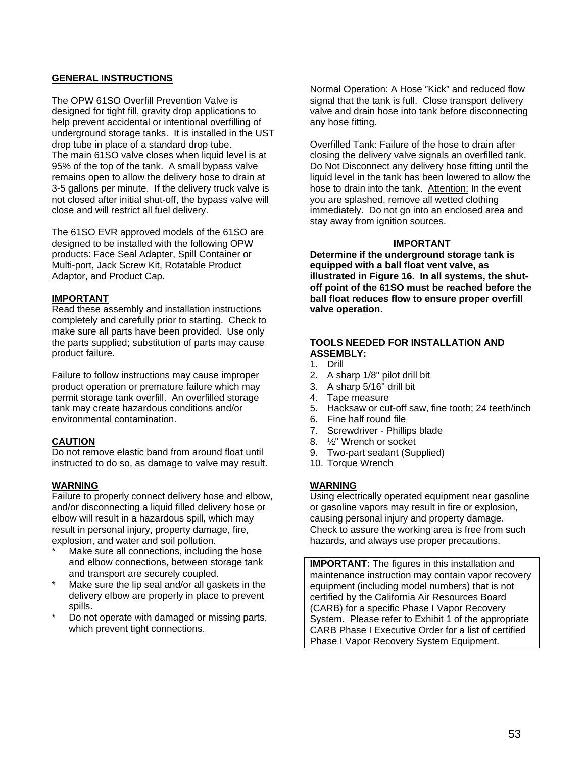## GENERAL INSTRUCTIONS

The OPW 61SO Overfill Prevention Valve is designed for tight fill, gravity drop applications to help prevent accidental or intentional overfilling of underground storage tanks. It is installed in the UST drop tube in place of a standard drop tube. The main 61SO valve closes when liquid level is at 95% of the top of the tank. A small bypass valve remains open to allow the delivery hose to drain at 3-5 gallons per minute. If the delivery truck valve is not closed after initial shut-off, the bypass valve will close and will restrict all fuel delivery.

The 61SO EVR approved models of the 61SO are designed to be installed with the following OPW products: Face Seal Adapter, Spill Container or Multi-port, Jack Screw Kit, Rotatable Product Adaptor, and Product Cap.

**IMPORTANT**

Read these assembly and installation instructions completely and carefully prior to starting. Check to make sure all parts have been provided. Use only the parts supplied; substitution of parts may cause product failure.

Failure to follow instructions may cause improper product operation or premature failure which may permit storage tank overfill. An overfilled storage tank may create hazardous conditions and/or environmental contamination.

**CAUTION**

Do not remove elastic band from around float until instructed to do so, as damage to valve may result.

**WARNING**

Failure to properly connect delivery hose and elbow, and/or disconnecting a liquid filled delivery hose or elbow will result in a hazardous spill, which may result in personal injury, property damage, fire, explosion, and water and soil pollution.

* Make sure all connections, including the hose and elbow connections, between storage tank and transport are securely coupled.
* Make sure the lip seal and/or all gaskets in the delivery elbow are properly in place to prevent spills.
* Do not operate with damaged or missing parts, which prevent tight connections.

Normal Operation: A Hose "Kick" and reduced flow signal that the tank is full. Close transport delivery valve and drain hose into tank before disconnecting any hose fitting.

Overfilled Tank: Failure of the hose to drain after closing the delivery valve signals an overfilled tank. Do Not Disconnect any delivery hose fitting until the liquid level in the tank has been lowered to allow the hose to drain into the tank. Attention: In the event you are splashed, remove all wetted clothing immediately. Do not go into an enclosed area and stay away from ignition sources.

**IMPORTANT**

**Determine if the underground storage tank is equipped with a ball float vent valve, as illustrated in Figure 16. In all systems, the shut-off point of the 61SO must be reached before the ball float reduces flow to ensure proper overfill valve operation.**

**TOOLS NEEDED FOR INSTALLATION AND ASSEMBLY:**

1. Drill
2. A sharp 1/8" pilot drill bit
3. A sharp 5/16" drill bit
4. Tape measure
5. Hacksaw or cut-off saw, fine tooth; 24 teeth/inch
6. Fine half round file
7. Screwdriver - Phillips blade
8. ½" Wrench or socket
9. Two-part sealant (Supplied)
10. Torque Wrench

**WARNING**

Using electrically operated equipment near gasoline or gasoline vapors may result in fire or explosion, causing personal injury and property damage. Check to assure the working area is free from such hazards, and always use proper precautions.

**IMPORTANT:** The figures in this installation and maintenance instruction may contain vapor recovery equipment (including model numbers) that is not certified by the California Air Resources Board (CARB) for a specific Phase I Vapor Recovery System. Please refer to Exhibit 1 of the appropriate CARB Phase I Executive Order for a list of certified Phase I Vapor Recovery System Equipment.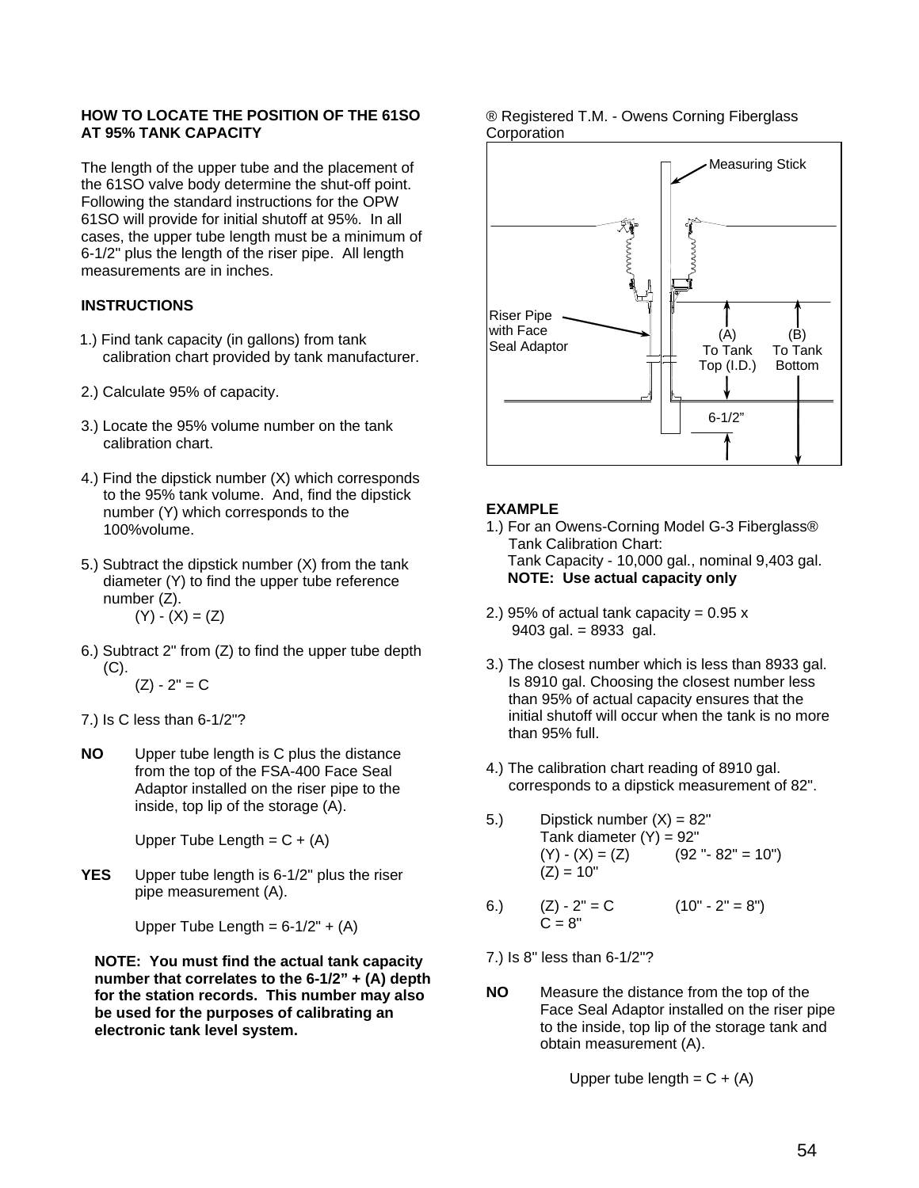**HOW TO LOCATE THE POSITION OF THE 61SO AT 95% TANK CAPACITY**

The length of the upper tube and the placement of the 61SO valve body determine the shut-off point. Following the standard instructions for the OPW 61SO will provide for initial shutoff at 95%. In all cases, the upper tube length must be a minimum of 6-1/2" plus the length of the riser pipe. All length measurements are in inches.

**INSTRUCTIONS**

1.) Find tank capacity (in gallons) from tank calibration chart provided by tank manufacturer.

2.) Calculate 95% of capacity.

3.) Locate the 95% volume number on the tank calibration chart.

4.) Find the dipstick number (X) which corresponds to the 95% tank volume. And, find the dipstick number (Y) which corresponds to the 100%volume.

5.) Subtract the dipstick number (X) from the tank diameter (Y) to find the upper tube reference number (Z).

(Y) - (X) = (Z)

6.) Subtract 2" from (Z) to find the upper tube depth (C).

(Z) - 2" = C

7.) Is C less than 6-1/2"?

**NO** Upper tube length is C plus the distance from the top of the FSA-400 Face Seal Adaptor installed on the riser pipe to the inside, top lip of the storage (A).

Upper Tube Length = C + (A)

**YES** Upper tube length is 6-1/2" plus the riser pipe measurement (A).

Upper Tube Length = 6-1/2" + (A)

**NOTE: You must find the actual tank capacity number that correlates to the 6-1/2" + (A) depth for the station records. This number may also be used for the purposes of calibrating an electronic tank level system.**

® Registered T.M. - Owens Corning Fiberglass Corporation

Measuring Stick

Riser Pipe with Face Seal Adaptor

(A) To Tank Top (I.D.)

(B) To Tank Bottom

6-1/2"

**EXAMPLE**

1.) For an Owens-Corning Model G-3 Fiberglass® Tank Calibration Chart:
Tank Capacity - 10,000 gal., nominal 9,403 gal.
**NOTE: Use actual capacity only**

2.) 95% of actual tank capacity = 0.95 x 9403 gal. = 8933 gal.

3.) The closest number which is less than 8933 gal. Is 8910 gal. Choosing the closest number less than 95% of actual capacity ensures that the initial shutoff will occur when the tank is no more than 95% full.

4.) The calibration chart reading of 8910 gal. corresponds to a dipstick measurement of 82".

5.) Dipstick number (X) = 82"
Tank diameter (Y) = 92"
(Y) - (X) = (Z) (92 "- 82" = 10")
(Z) = 10"

6.) (Z) - 2" = C (10" - 2" = 8")
C = 8"

7.) Is 8" less than 6-1/2"?

**NO** Measure the distance from the top of the Face Seal Adaptor installed on the riser pipe to the inside, top lip of the storage tank and obtain measurement (A).

Upper tube length = C + (A)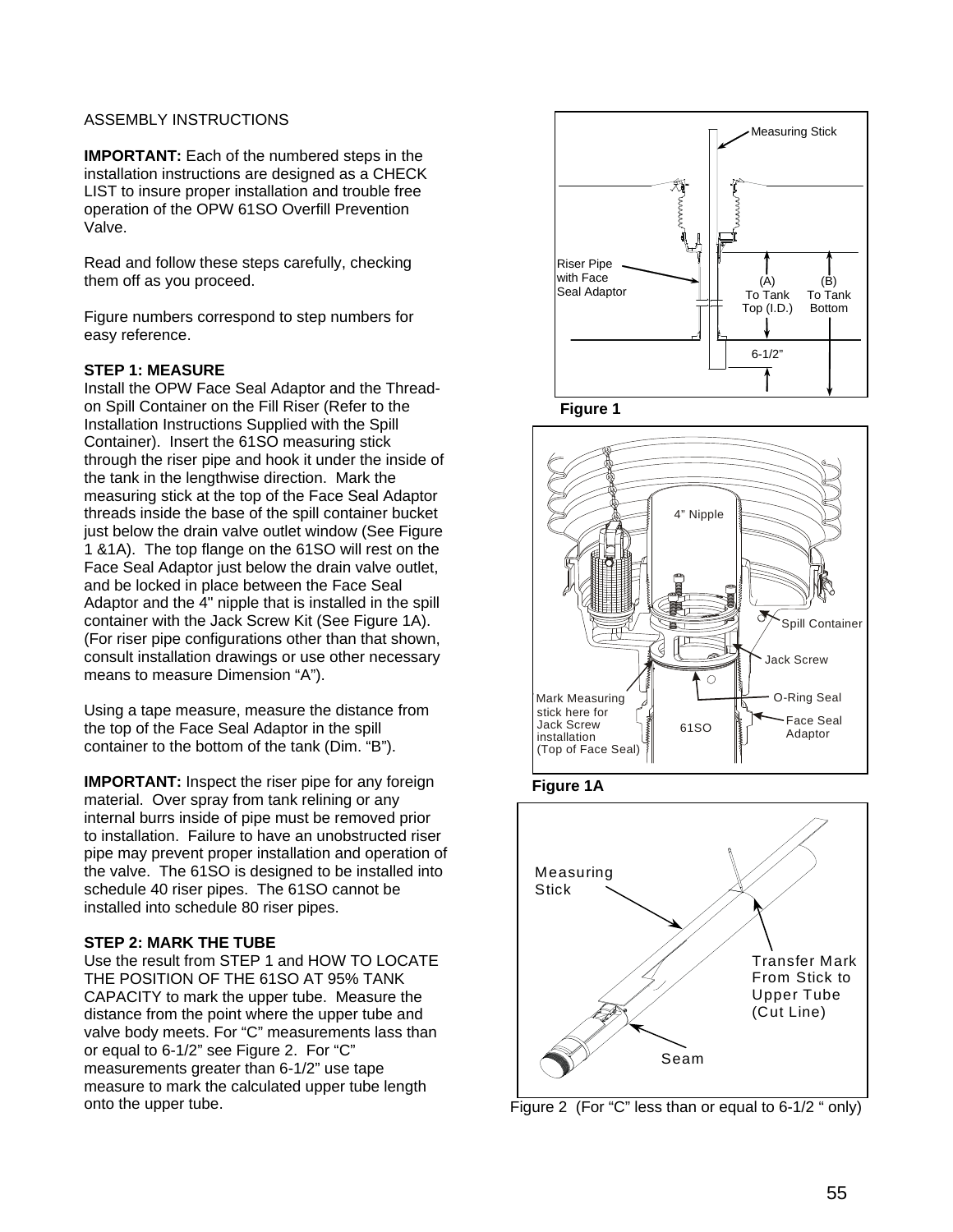ASSEMBLY INSTRUCTIONS

**IMPORTANT:** Each of the numbered steps in the installation instructions are designed as a CHECK LIST to insure proper installation and trouble free operation of the OPW 61SO Overfill Prevention Valve.

Read and follow these steps carefully, checking them off as you proceed.

Figure numbers correspond to step numbers for easy reference.

**STEP 1: MEASURE**

Install the OPW Face Seal Adaptor and the Thread-on Spill Container on the Fill Riser (Refer to the Installation Instructions Supplied with the Spill Container). Insert the 61SO measuring stick through the riser pipe and hook it under the inside of the tank in the lengthwise direction. Mark the measuring stick at the top of the Face Seal Adaptor threads inside the base of the spill container bucket just below the drain valve outlet window (See Figure 1 &1A). The top flange on the 61SO will rest on the Face Seal Adaptor just below the drain valve outlet, and be locked in place between the Face Seal Adaptor and the 4" nipple that is installed in the spill container with the Jack Screw Kit (See Figure 1A). (For riser pipe configurations other than that shown, consult installation drawings or use other necessary means to measure Dimension "A").

Using a tape measure, measure the distance from the top of the Face Seal Adaptor in the spill container to the bottom of the tank (Dim. "B").

**IMPORTANT:** Inspect the riser pipe for any foreign material. Over spray from tank relining or any internal burrs inside of pipe must be removed prior to installation. Failure to have an unobstructed riser pipe may prevent proper installation and operation of the valve. The 61SO is designed to be installed into schedule 40 riser pipes. The 61SO cannot be installed into schedule 80 riser pipes.

**STEP 2: MARK THE TUBE**

Use the result from STEP 1 and HOW TO LOCATE THE POSITION OF THE 61SO AT 95% TANK CAPACITY to mark the upper tube. Measure the distance from the point where the upper tube and valve body meets. For "C" measurements lass than or equal to 6-1/2" see Figure 2. For "C" measurements greater than 6-1/2" use tape measure to mark the calculated upper tube length onto the upper tube.

Measuring Stick

Riser Pipe with Face Seal Adaptor

(A) To Tank Top (I.D.)

(B) To Tank Bottom

6-1/2"

**Figure 1**

4" Nipple

Spill Container

Jack Screw

O-Ring Seal

Face Seal Adaptor

61SO

Mark Measuring stick here for Jack Screw installation (Top of Face Seal)

**Figure 1A**

Measuring Stick

Transfer Mark From Stick to Upper Tube (Cut Line)

Seam

Figure 2 (For "C" less than or equal to 6-1/2 " only)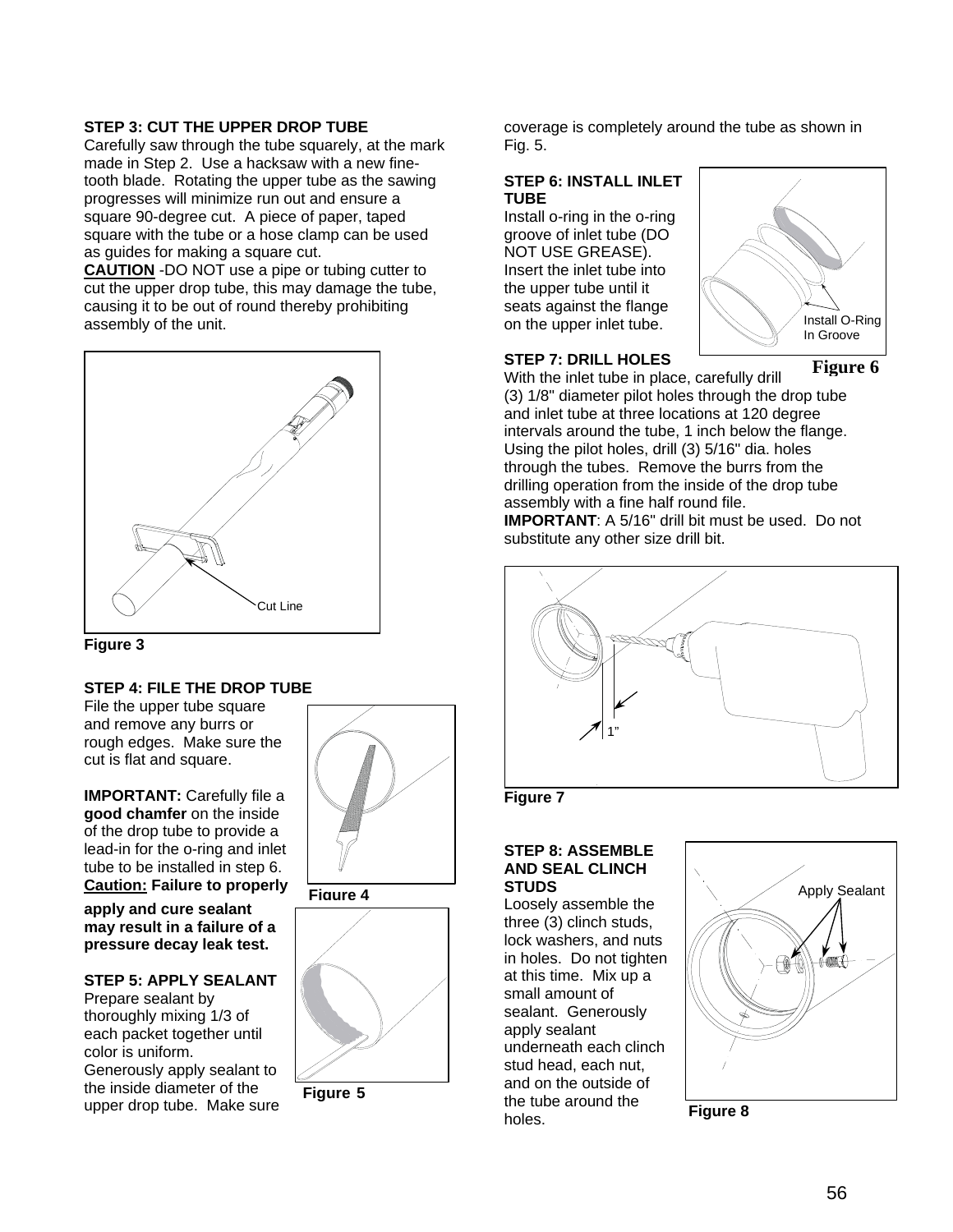**STEP 3: CUT THE UPPER DROP TUBE**

Carefully saw through the tube squarely, at the mark made in Step 2. Use a hacksaw with a new fine-tooth blade. Rotating the upper tube as the sawing progresses will minimize run out and ensure a square 90-degree cut. A piece of paper, taped square with the tube or a hose clamp can be used as guides for making a square cut.

**CAUTION** -DO NOT use a pipe or tubing cutter to cut the upper drop tube, this may damage the tube, causing it to be out of round thereby prohibiting assembly of the unit.

Cut Line

**Figure 3**

**STEP 4: FILE THE DROP TUBE**

File the upper tube square and remove any burrs or rough edges. Make sure the cut is flat and square.

**IMPORTANT:** Carefully file a **good chamfer** on the inside of the drop tube to provide a lead-in for the o-ring and inlet tube to be installed in step 6.

**Caution: Failure to properly apply and cure sealant may result in a failure of a pressure decay leak test.**

**Figure 4**

**STEP 5: APPLY SEALANT**

Prepare sealant by thoroughly mixing 1/3 of each packet together until color is uniform. Generously apply sealant to the inside diameter of the upper drop tube. Make sure coverage is completely around the tube as shown in Fig. 5.

**Figure 5**

**STEP 6: INSTALL INLET TUBE**

Install o-ring in the o-ring groove of inlet tube (DO NOT USE GREASE). Insert the inlet tube into the upper tube until it seats against the flange on the upper inlet tube.

Install O-Ring In Groove

**Figure 6**

**STEP 7: DRILL HOLES**

With the inlet tube in place, carefully drill (3) 1/8" diameter pilot holes through the drop tube and inlet tube at three locations at 120 degree intervals around the tube, 1 inch below the flange. Using the pilot holes, drill (3) 5/16" dia. holes through the tubes. Remove the burrs from the drilling operation from the inside of the drop tube assembly with a fine half round file.

**IMPORTANT**: A 5/16" drill bit must be used. Do not substitute any other size drill bit.

1”

**Figure 7**

**STEP 8: ASSEMBLE AND SEAL CLINCH STUDS**

Loosely assemble the three (3) clinch studs, lock washers, and nuts in holes. Do not tighten at this time. Mix up a small amount of sealant. Generously apply sealant underneath each clinch stud head, each nut, and on the outside of the tube around the holes.

Apply Sealant

**Figure 8**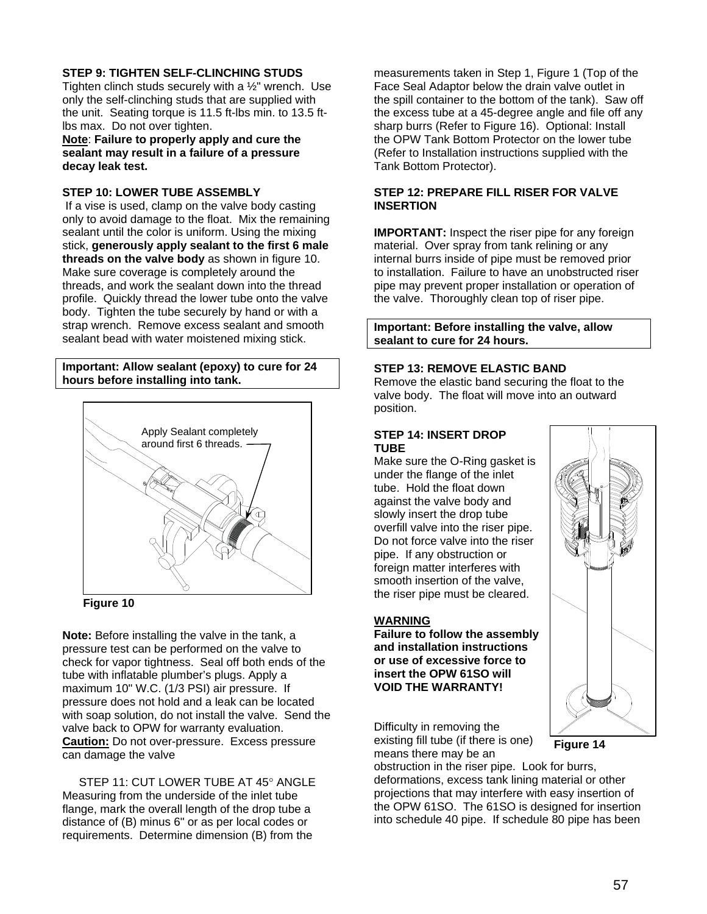**STEP 9: TIGHTEN SELF-CLINCHING STUDS**
Tighten clinch studs securely with a ½" wrench. Use only the self-clinching studs that are supplied with the unit. Seating torque is 11.5 ft-lbs min. to 13.5 ft-lbs max. Do not over tighten.
**Note**: **Failure to properly apply and cure the sealant may result in a failure of a pressure decay leak test.**

**STEP 10: LOWER TUBE ASSEMBLY**
If a vise is used, clamp on the valve body casting only to avoid damage to the float. Mix the remaining sealant until the color is uniform. Using the mixing stick, **generously apply sealant to the first 6 male threads on the valve body** as shown in figure 10. Make sure coverage is completely around the threads, and work the sealant down into the thread profile. Quickly thread the lower tube onto the valve body. Tighten the tube securely by hand or with a strap wrench. Remove excess sealant and smooth sealant bead with water moistened mixing stick.

**Important: Allow sealant (epoxy) to cure for 24 hours before installing into tank.**

Apply Sealant completely around first 6 threads.

**Figure 10**

**Note:** Before installing the valve in the tank, a pressure test can be performed on the valve to check for vapor tightness. Seal off both ends of the tube with inflatable plumber's plugs. Apply a maximum 10" W.C. (1/3 PSI) air pressure. If pressure does not hold and a leak can be located with soap solution, do not install the valve. Send the valve back to OPW for warranty evaluation.
**Caution:** Do not over-pressure. Excess pressure can damage the valve

STEP 11: CUT LOWER TUBE AT 45° ANGLE
Measuring from the underside of the inlet tube flange, mark the overall length of the drop tube a distance of (B) minus 6" or as per local codes or requirements. Determine dimension (B) from the measurements taken in Step 1, Figure 1 (Top of the Face Seal Adaptor below the drain valve outlet in the spill container to the bottom of the tank). Saw off the excess tube at a 45-degree angle and file off any sharp burrs (Refer to Figure 16). Optional: Install the OPW Tank Bottom Protector on the lower tube (Refer to Installation instructions supplied with the Tank Bottom Protector).

**STEP 12: PREPARE FILL RISER FOR VALVE INSERTION**

**IMPORTANT:** Inspect the riser pipe for any foreign material. Over spray from tank relining or any internal burrs inside of pipe must be removed prior to installation. Failure to have an unobstructed riser pipe may prevent proper installation or operation of the valve. Thoroughly clean top of riser pipe.

**Important: Before installing the valve, allow sealant to cure for 24 hours.**

**STEP 13: REMOVE ELASTIC BAND**
Remove the elastic band securing the float to the valve body. The float will move into an outward position.

**STEP 14: INSERT DROP TUBE**
Make sure the O-Ring gasket is under the flange of the inlet tube. Hold the float down against the valve body and slowly insert the drop tube overfill valve into the riser pipe. Do not force valve into the riser pipe. If any obstruction or foreign matter interferes with smooth insertion of the valve, the riser pipe must be cleared.

**WARNING**
**Failure to follow the assembly and installation instructions or use of excessive force to insert the OPW 61SO will VOID THE WARRANTY!**

**Figure 14**

Difficulty in removing the existing fill tube (if there is one) means there may be an obstruction in the riser pipe. Look for burrs, deformations, excess tank lining material or other projections that may interfere with easy insertion of the OPW 61SO. The 61SO is designed for insertion into schedule 40 pipe. If schedule 80 pipe has been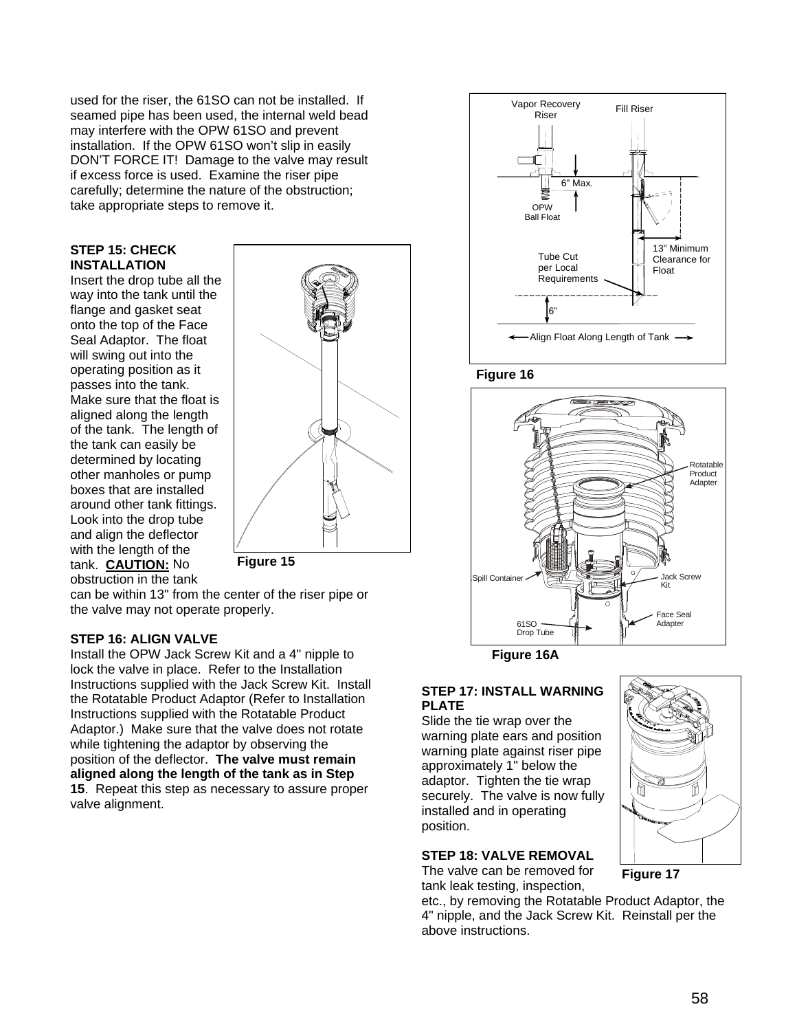used for the riser, the 61SO can not be installed. If seamed pipe has been used, the internal weld bead may interfere with the OPW 61SO and prevent installation. If the OPW 61SO won't slip in easily DON'T FORCE IT! Damage to the valve may result if excess force is used. Examine the riser pipe carefully; determine the nature of the obstruction; take appropriate steps to remove it.

**STEP 15: CHECK INSTALLATION**

Insert the drop tube all the way into the tank until the flange and gasket seat onto the top of the Face Seal Adaptor. The float will swing out into the operating position as it passes into the tank. Make sure that the float is aligned along the length of the tank. The length of the tank can easily be determined by locating other manholes or pump boxes that are installed around other tank fittings. Look into the drop tube and align the deflector with the length of the tank. **CAUTION:** No obstruction in the tank can be within 13" from the center of the riser pipe or the valve may not operate properly.

Figure 15

**STEP 16: ALIGN VALVE**

Install the OPW Jack Screw Kit and a 4" nipple to lock the valve in place. Refer to the Installation Instructions supplied with the Jack Screw Kit. Install the Rotatable Product Adaptor (Refer to Installation Instructions supplied with the Rotatable Product Adaptor.) Make sure that the valve does not rotate while tightening the adaptor by observing the position of the deflector. **The valve must remain aligned along the length of the tank as in Step 15**. Repeat this step as necessary to assure proper valve alignment.

Vapor Recovery Riser | Fill Riser | 6" Max. | OPW Ball Float | 13" Minimum Clearance for Float | Tube Cut per Local Requirements | 6" | Align Float Along Length of Tank

Figure 16

Rotatable Product Adapter | Spill Container | Jack Screw Kit | Face Seal Adapter | 61SO Drop Tube

Figure 16A

**STEP 17: INSTALL WARNING PLATE**

Slide the tie wrap over the warning plate ears and position warning plate against riser pipe approximately 1" below the adaptor. Tighten the tie wrap securely. The valve is now fully installed and in operating position.

Figure 17

**STEP 18: VALVE REMOVAL**

The valve can be removed for tank leak testing, inspection, etc., by removing the Rotatable Product Adaptor, the 4" nipple, and the Jack Screw Kit. Reinstall per the above instructions.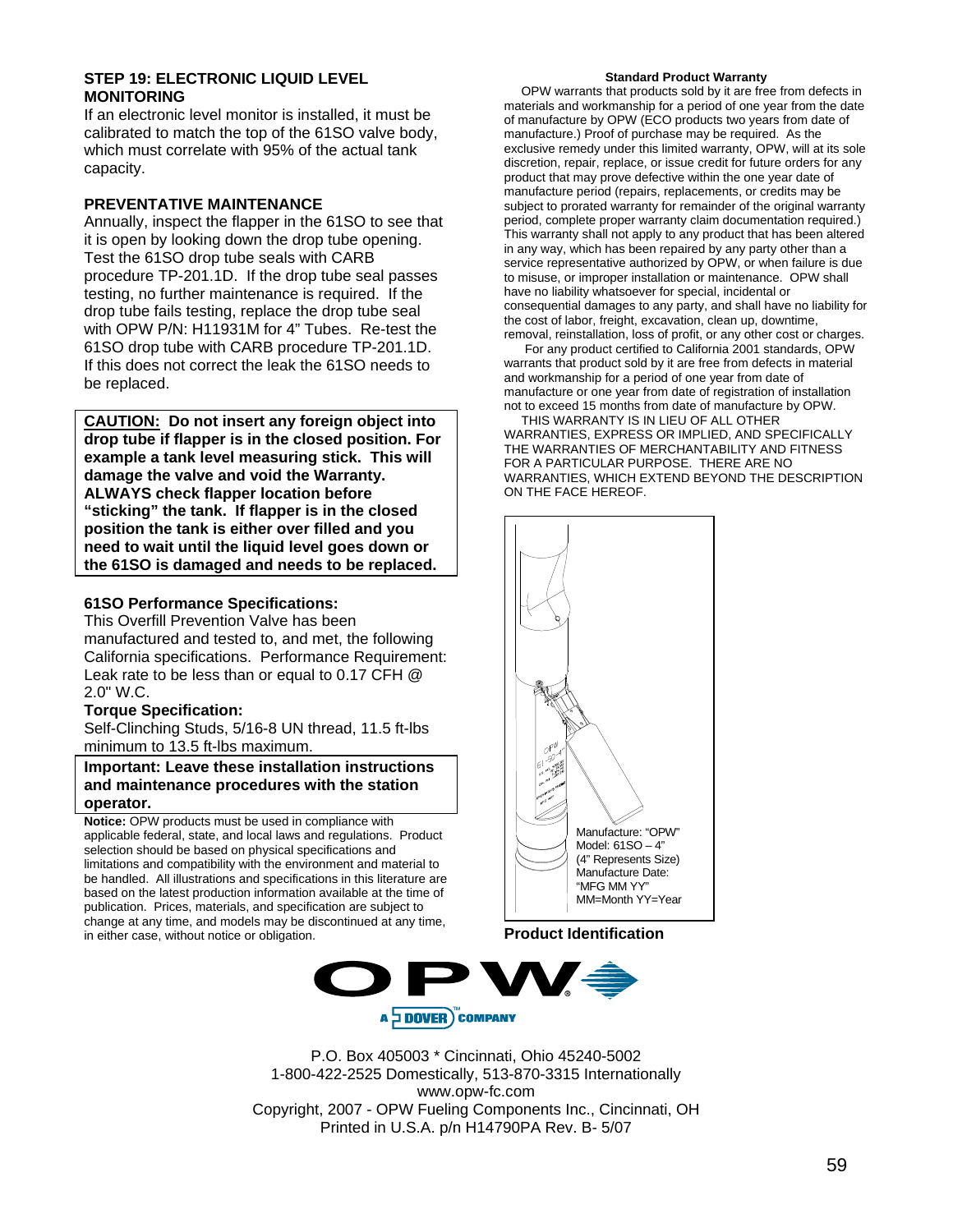### STEP 19: ELECTRONIC LIQUID LEVEL MONITORING

If an electronic level monitor is installed, it must be calibrated to match the top of the 61SO valve body, which must correlate with 95% of the actual tank capacity.

### PREVENTATIVE MAINTENANCE

Annually, inspect the flapper in the 61SO to see that it is open by looking down the drop tube opening. Test the 61SO drop tube seals with CARB procedure TP-201.1D. If the drop tube seal passes testing, no further maintenance is required. If the drop tube fails testing, replace the drop tube seal with OPW P/N: H11931M for 4" Tubes. Re-test the 61SO drop tube with CARB procedure TP-201.1D. If this does not correct the leak the 61SO needs to be replaced.

**CAUTION: Do not insert any foreign object into drop tube if flapper is in the closed position. For example a tank level measuring stick. This will damage the valve and void the Warranty. ALWAYS check flapper location before "sticking" the tank. If flapper is in the closed position the tank is either over filled and you need to wait until the liquid level goes down or the 61SO is damaged and needs to be replaced.**

**61SO Performance Specifications:**

This Overfill Prevention Valve has been manufactured and tested to, and met, the following California specifications. Performance Requirement: Leak rate to be less than or equal to 0.17 CFH @ 2.0" W.C.

**Torque Specification:**

Self-Clinching Studs, 5/16-8 UN thread, 11.5 ft-lbs minimum to 13.5 ft-lbs maximum.

**Important: Leave these installation instructions and maintenance procedures with the station operator.**

**Notice:** OPW products must be used in compliance with applicable federal, state, and local laws and regulations. Product selection should be based on physical specifications and limitations and compatibility with the environment and material to be handled. All illustrations and specifications in this literature are based on the latest production information available at the time of publication. Prices, materials, and specification are subject to change at any time, and models may be discontinued at any time, in either case, without notice or obligation.

**Standard Product Warranty**

OPW warrants that products sold by it are free from defects in materials and workmanship for a period of one year from the date of manufacture by OPW (ECO products two years from date of manufacture.) Proof of purchase may be required. As the exclusive remedy under this limited warranty, OPW, will at its sole discretion, repair, replace, or issue credit for future orders for any product that may prove defective within the one year date of manufacture period (repairs, replacements, or credits may be subject to prorated warranty for remainder of the original warranty period, complete proper warranty claim documentation required.) This warranty shall not apply to any product that has been altered in any way, which has been repaired by any party other than a service representative authorized by OPW, or when failure is due to misuse, or improper installation or maintenance. OPW shall have no liability whatsoever for special, incidental or consequential damages to any party, and shall have no liability for the cost of labor, freight, excavation, clean up, downtime, removal, reinstallation, loss of profit, or any other cost or charges.

For any product certified to California 2001 standards, OPW warrants that product sold by it are free from defects in material and workmanship for a period of one year from date of manufacture or one year from date of registration of installation not to exceed 15 months from date of manufacture by OPW.

THIS WARRANTY IS IN LIEU OF ALL OTHER WARRANTIES, EXPRESS OR IMPLIED, AND SPECIFICALLY THE WARRANTIES OF MERCHANTABILITY AND FITNESS FOR A PARTICULAR PURPOSE. THERE ARE NO WARRANTIES, WHICH EXTEND BEYOND THE DESCRIPTION ON THE FACE HEREOF.

Manufacture: "OPW"
Model: 61SO – 4"
(4" Represents Size)
Manufacture Date:
"MFG MM YY"
MM=Month YY=Year

**Product Identification**

OPW
A DOVER COMPANY

P.O. Box 405003 * Cincinnati, Ohio 45240-5002
1-800-422-2525 Domestically, 513-870-3315 Internationally
www.opw-fc.com
Copyright, 2007 - OPW Fueling Components Inc., Cincinnati, OH
Printed in U.S.A. p/n H14790PA Rev. B- 5/07